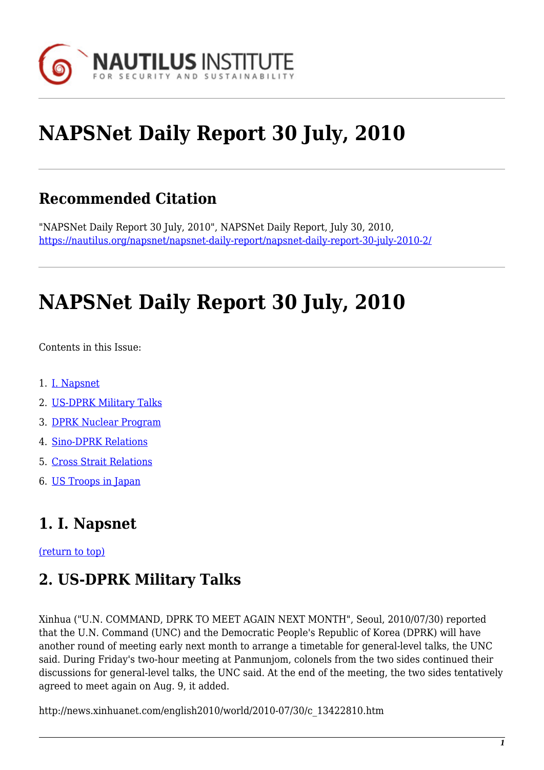# NAPSNet Daily Report 30 July, 2010

## Recommended Citation

"NAPSNet Daily Report 30 July, 2010", NAPSNet Daily Report, July 30, 2010, https://nautilus.org/napsnet/napsnet-daily-report/napsnet-daily-report-30-july-2010-2/

# NAPSNet Daily Report 30 July, 2010

Contents in this Issue:

1. I. Napsnet
2. US-DPRK Military Talks
3. DPRK Nuclear Program
4. Sino-DPRK Relations
5. Cross Strait Relations
6. US Troops in Japan

## 1. I. Napsnet

(return to top)

## 2. US-DPRK Military Talks

Xinhua ("U.N. COMMAND, DPRK TO MEET AGAIN NEXT MONTH", Seoul, 2010/07/30) reported that the U.N. Command (UNC) and the Democratic People's Republic of Korea (DPRK) will have another round of meeting early next month to arrange a timetable for general-level talks, the UNC said. During Friday's two-hour meeting at Panmunjom, colonels from the two sides continued their discussions for general-level talks, the UNC said. At the end of the meeting, the two sides tentatively agreed to meet again on Aug. 9, it added.

http://news.xinhuanet.com/english2010/world/2010-07/30/c_13422810.htm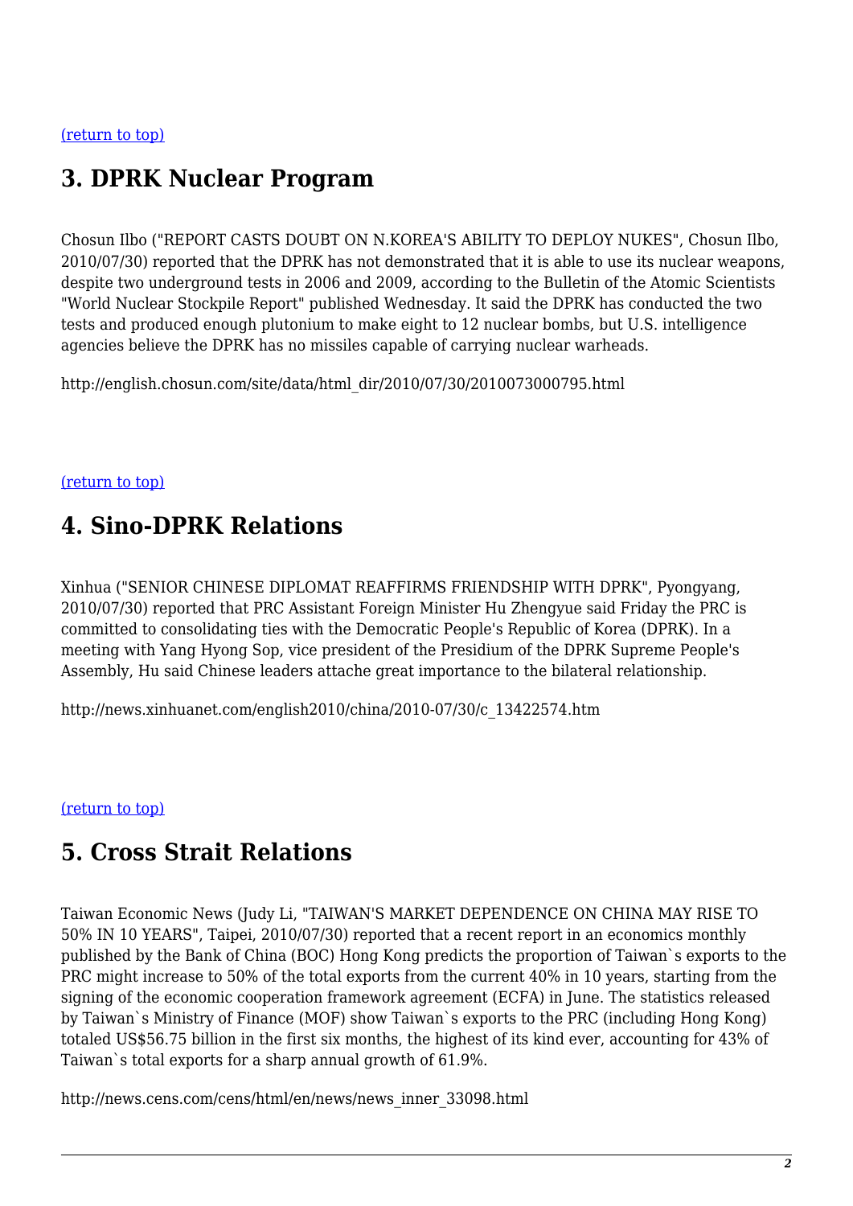[(return to top)](#top)

## 3. DPRK Nuclear Program

Chosun Ilbo ("REPORT CASTS DOUBT ON N.KOREA'S ABILITY TO DEPLOY NUKES", Chosun Ilbo, 2010/07/30) reported that the DPRK has not demonstrated that it is able to use its nuclear weapons, despite two underground tests in 2006 and 2009, according to the Bulletin of the Atomic Scientists "World Nuclear Stockpile Report" published Wednesday. It said the DPRK has conducted the two tests and produced enough plutonium to make eight to 12 nuclear bombs, but U.S. intelligence agencies believe the DPRK has no missiles capable of carrying nuclear warheads.

http://english.chosun.com/site/data/html_dir/2010/07/30/2010073000795.html

[(return to top)](#top)

## 4. Sino-DPRK Relations

Xinhua ("SENIOR CHINESE DIPLOMAT REAFFIRMS FRIENDSHIP WITH DPRK", Pyongyang, 2010/07/30) reported that PRC Assistant Foreign Minister Hu Zhengyue said Friday the PRC is committed to consolidating ties with the Democratic People's Republic of Korea (DPRK). In a meeting with Yang Hyong Sop, vice president of the Presidium of the DPRK Supreme People's Assembly, Hu said Chinese leaders attache great importance to the bilateral relationship.

http://news.xinhuanet.com/english2010/china/2010-07/30/c_13422574.htm

[(return to top)](#top)

## 5. Cross Strait Relations

Taiwan Economic News (Judy Li, "TAIWAN'S MARKET DEPENDENCE ON CHINA MAY RISE TO 50% IN 10 YEARS", Taipei, 2010/07/30) reported that a recent report in an economics monthly published by the Bank of China (BOC) Hong Kong predicts the proportion of Taiwan`s exports to the PRC might increase to 50% of the total exports from the current 40% in 10 years, starting from the signing of the economic cooperation framework agreement (ECFA) in June. The statistics released by Taiwan`s Ministry of Finance (MOF) show Taiwan`s exports to the PRC (including Hong Kong) totaled US$56.75 billion in the first six months, the highest of its kind ever, accounting for 43% of Taiwan`s total exports for a sharp annual growth of 61.9%.

http://news.cens.com/cens/html/en/news/news_inner_33098.html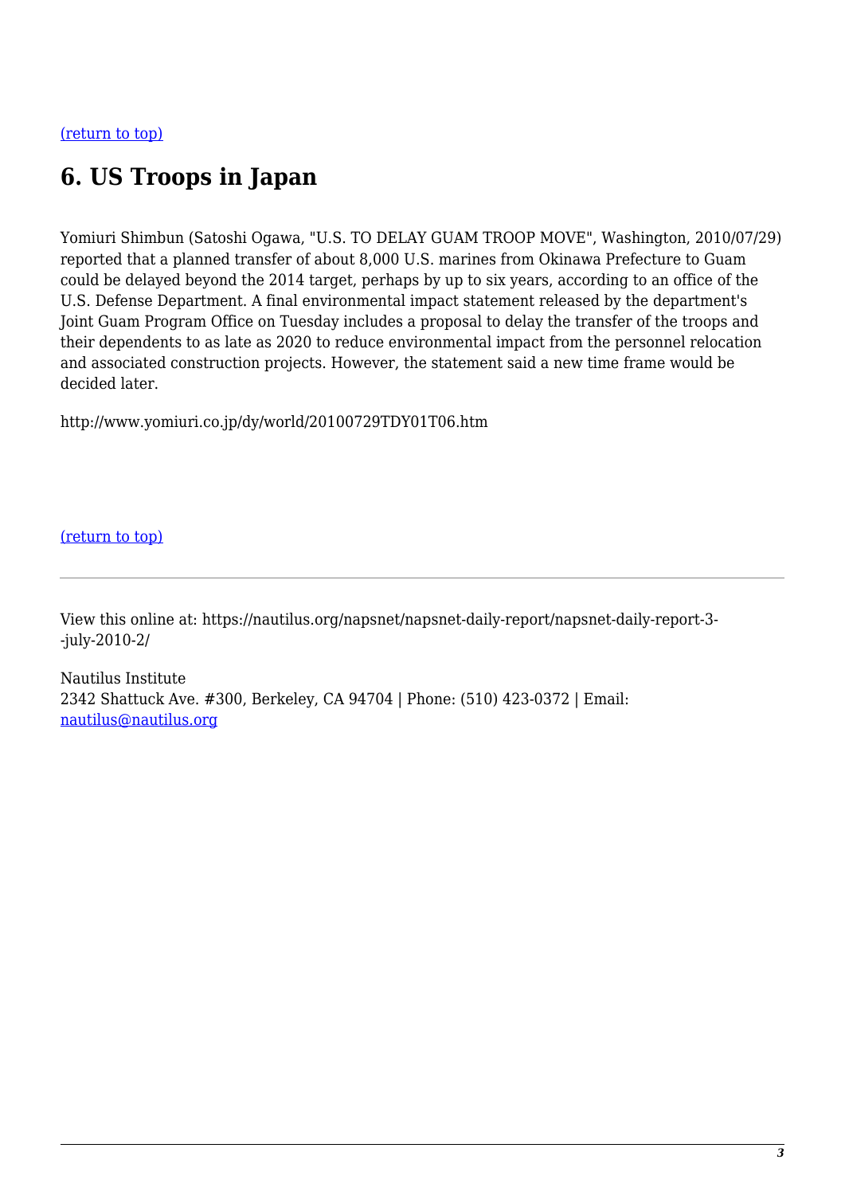(return to top)

## 6. US Troops in Japan

Yomiuri Shimbun (Satoshi Ogawa, "U.S. TO DELAY GUAM TROOP MOVE", Washington, 2010/07/29) reported that a planned transfer of about 8,000 U.S. marines from Okinawa Prefecture to Guam could be delayed beyond the 2014 target, perhaps by up to six years, according to an office of the U.S. Defense Department. A final environmental impact statement released by the department's Joint Guam Program Office on Tuesday includes a proposal to delay the transfer of the troops and their dependents to as late as 2020 to reduce environmental impact from the personnel relocation and associated construction projects. However, the statement said a new time frame would be decided later.

http://www.yomiuri.co.jp/dy/world/20100729TDY01T06.htm

(return to top)

---

View this online at: https://nautilus.org/napsnet/napsnet-daily-report/napsnet-daily-report-3--july-2010-2/

Nautilus Institute
2342 Shattuck Ave. #300, Berkeley, CA 94704 | Phone: (510) 423-0372 | Email: nautilus@nautilus.org